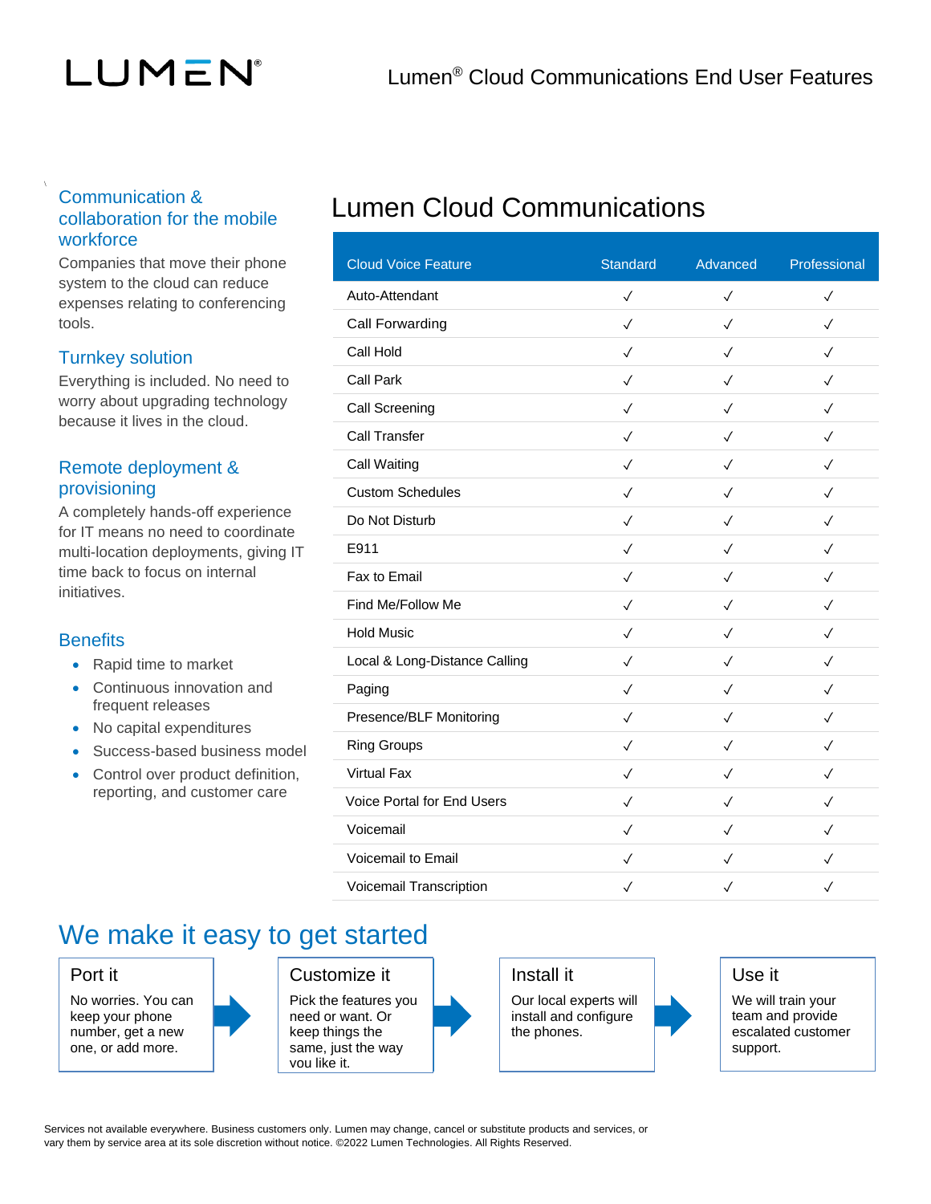LUMEN®

# Lumen® Cloud Communications End User Features

## Communication & collaboration for the mobile workforce

Companies that move their phone system to the cloud can reduce expenses relating to conferencing tools.

## Turnkey solution

Everything is included. No need to worry about upgrading technology because it lives in the cloud.

## Remote deployment & provisioning

A completely hands-off experience for IT means no need to coordinate multi-location deployments, giving IT time back to focus on internal initiatives.

## Benefits

- Rapid time to market
- Continuous innovation and frequent releases
- No capital expenditures
- Success-based business model
- Control over product definition, reporting, and customer care

## Lumen Cloud Communications

| Cloud Voice Feature | Standard | Advanced | Professional |
|---|---|---|---|
| Auto-Attendant | ✓ | ✓ | ✓ |
| Call Forwarding | ✓ | ✓ | ✓ |
| Call Hold | ✓ | ✓ | ✓ |
| Call Park | ✓ | ✓ | ✓ |
| Call Screening | ✓ | ✓ | ✓ |
| Call Transfer | ✓ | ✓ | ✓ |
| Call Waiting | ✓ | ✓ | ✓ |
| Custom Schedules | ✓ | ✓ | ✓ |
| Do Not Disturb | ✓ | ✓ | ✓ |
| E911 | ✓ | ✓ | ✓ |
| Fax to Email | ✓ | ✓ | ✓ |
| Find Me/Follow Me | ✓ | ✓ | ✓ |
| Hold Music | ✓ | ✓ | ✓ |
| Local & Long-Distance Calling | ✓ | ✓ | ✓ |
| Paging | ✓ | ✓ | ✓ |
| Presence/BLF Monitoring | ✓ | ✓ | ✓ |
| Ring Groups | ✓ | ✓ | ✓ |
| Virtual Fax | ✓ | ✓ | ✓ |
| Voice Portal for End Users | ✓ | ✓ | ✓ |
| Voicemail | ✓ | ✓ | ✓ |
| Voicemail to Email | ✓ | ✓ | ✓ |
| Voicemail Transcription | ✓ | ✓ | ✓ |

## We make it easy to get started

### Port it

No worries. You can keep your phone number, get a new one, or add more.

### Customize it

Pick the features you need or want. Or keep things the same, just the way you like it.

### Install it

Our local experts will install and configure the phones.

### Use it

We will train your team and provide escalated customer support.

Services not available everywhere. Business customers only. Lumen may change, cancel or substitute products and services, or vary them by service area at its sole discretion without notice. ©2022 Lumen Technologies. All Rights Reserved.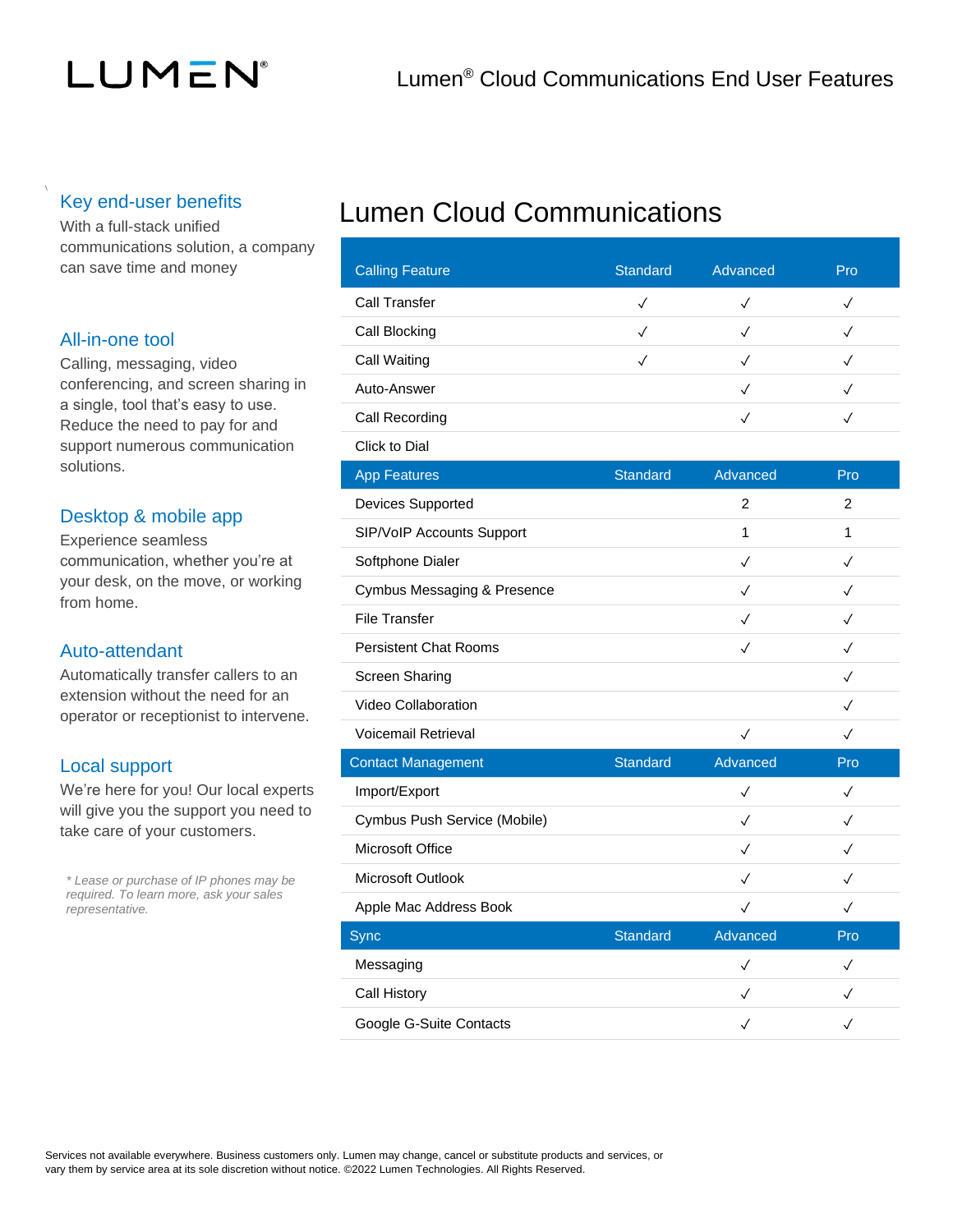# LUMEN®

Lumen® Cloud Communications End User Features

## Key end-user benefits

With a full-stack unified communications solution, a company can save time and money

### All-in-one tool

Calling, messaging, video conferencing, and screen sharing in a single, tool that's easy to use. Reduce the need to pay for and support numerous communication solutions.

### Desktop & mobile app

Experience seamless communication, whether you're at your desk, on the move, or working from home.

### Auto-attendant

Automatically transfer callers to an extension without the need for an operator or receptionist to intervene.

### Local support

We're here for you! Our local experts will give you the support you need to take care of your customers.

*\* Lease or purchase of IP phones may be required. To learn more, ask your sales representative.*

## Lumen Cloud Communications

| Calling Feature | Standard | Advanced | Pro |
|---|---|---|---|
| Call Transfer | ✓ | ✓ | ✓ |
| Call Blocking | ✓ | ✓ | ✓ |
| Call Waiting | ✓ | ✓ | ✓ |
| Auto-Answer | | ✓ | ✓ |
| Call Recording | | ✓ | ✓ |
| Click to Dial | | | |
| **App Features** | **Standard** | **Advanced** | **Pro** |
| Devices Supported | | 2 | 2 |
| SIP/VoIP Accounts Support | | 1 | 1 |
| Softphone Dialer | | ✓ | ✓ |
| Cymbus Messaging & Presence | | ✓ | ✓ |
| File Transfer | | ✓ | ✓ |
| Persistent Chat Rooms | | ✓ | ✓ |
| Screen Sharing | | | ✓ |
| Video Collaboration | | | ✓ |
| Voicemail Retrieval | | ✓ | ✓ |
| **Contact Management** | **Standard** | **Advanced** | **Pro** |
| Import/Export | | ✓ | ✓ |
| Cymbus Push Service (Mobile) | | ✓ | ✓ |
| Microsoft Office | | ✓ | ✓ |
| Microsoft Outlook | | ✓ | ✓ |
| Apple Mac Address Book | | ✓ | ✓ |
| **Sync** | **Standard** | **Advanced** | **Pro** |
| Messaging | | ✓ | ✓ |
| Call History | | ✓ | ✓ |
| Google G-Suite Contacts | | ✓ | ✓ |

Services not available everywhere. Business customers only. Lumen may change, cancel or substitute products and services, or vary them by service area at its sole discretion without notice. ©2022 Lumen Technologies. All Rights Reserved.